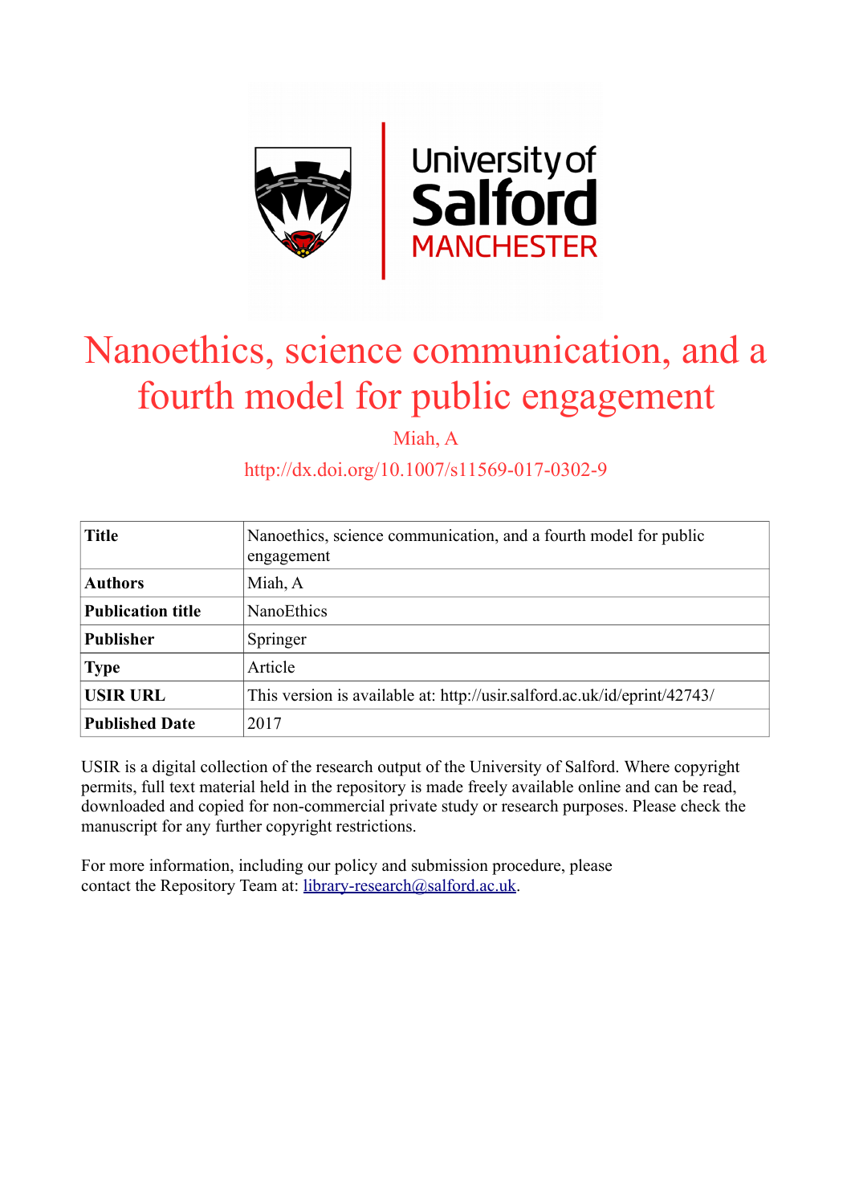# Nanoethics, science communication, and a fourth model for public engagement

Miah, A

http://dx.doi.org/10.1007/s11569-017-0302-9

| | |
|---|---|
| **Title** | Nanoethics, science communication, and a fourth model for public engagement |
| **Authors** | Miah, A |
| **Publication title** | NanoEthics |
| **Publisher** | Springer |
| **Type** | Article |
| **USIR URL** | This version is available at: http://usir.salford.ac.uk/id/eprint/42743/ |
| **Published Date** | 2017 |

USIR is a digital collection of the research output of the University of Salford. Where copyright permits, full text material held in the repository is made freely available online and can be read, downloaded and copied for non-commercial private study or research purposes. Please check the manuscript for any further copyright restrictions.

For more information, including our policy and submission procedure, please contact the Repository Team at: library-research@salford.ac.uk.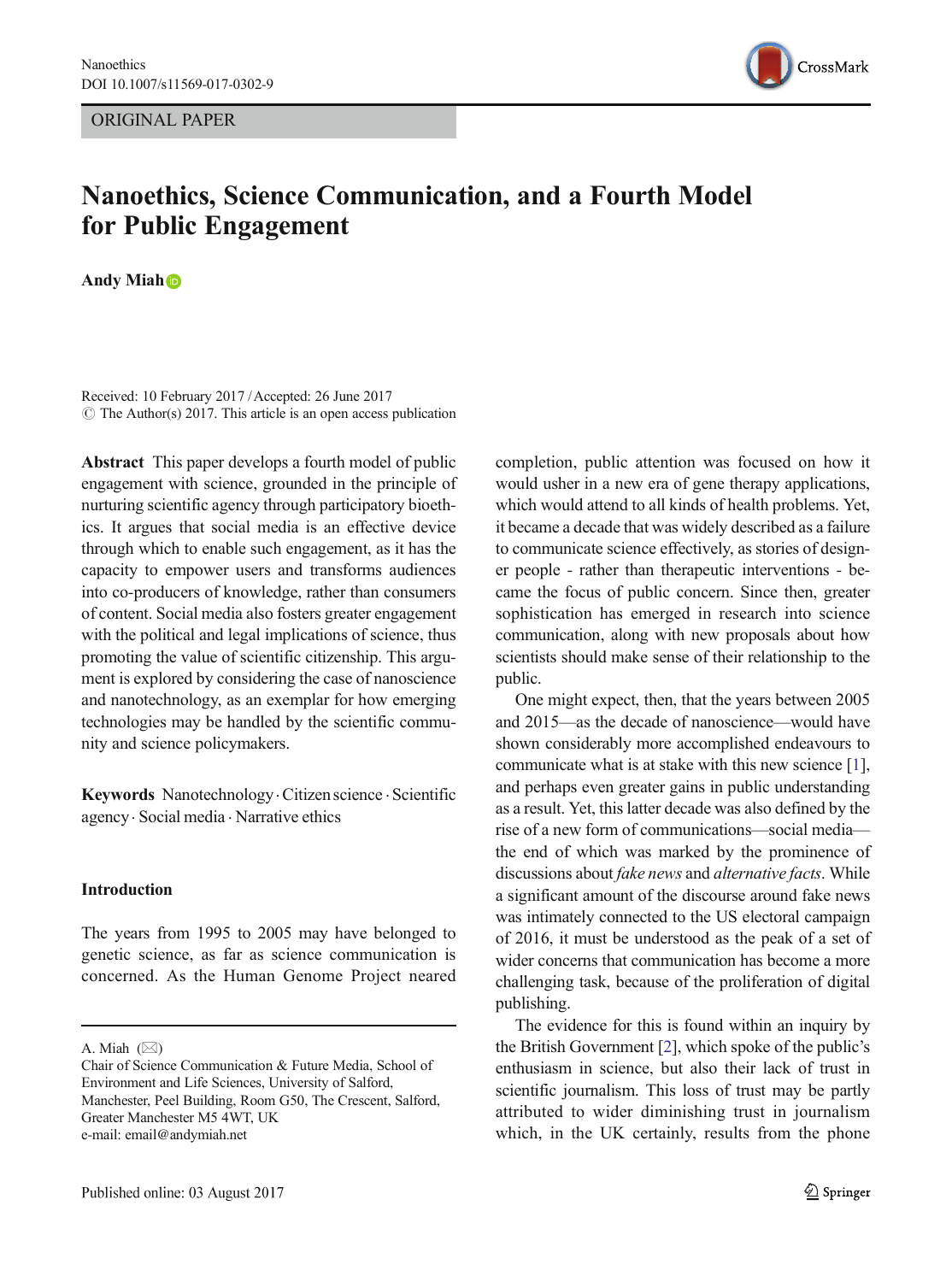ORIGINAL PAPER

# Nanoethics, Science Communication, and a Fourth Model for Public Engagement

**Andy Miah**

Received: 10 February 2017 / Accepted: 26 June 2017
© The Author(s) 2017. This article is an open access publication

**Abstract** This paper develops a fourth model of public engagement with science, grounded in the principle of nurturing scientific agency through participatory bioethics. It argues that social media is an effective device through which to enable such engagement, as it has the capacity to empower users and transforms audiences into co-producers of knowledge, rather than consumers of content. Social media also fosters greater engagement with the political and legal implications of science, thus promoting the value of scientific citizenship. This argument is explored by considering the case of nanoscience and nanotechnology, as an exemplar for how emerging technologies may be handled by the scientific community and science policymakers.

**Keywords** Nanotechnology · Citizen science · Scientific agency · Social media · Narrative ethics

## Introduction

The years from 1995 to 2005 may have belonged to genetic science, as far as science communication is concerned. As the Human Genome Project neared completion, public attention was focused on how it would usher in a new era of gene therapy applications, which would attend to all kinds of health problems. Yet, it became a decade that was widely described as a failure to communicate science effectively, as stories of designer people - rather than therapeutic interventions - became the focus of public concern. Since then, greater sophistication has emerged in research into science communication, along with new proposals about how scientists should make sense of their relationship to the public.

One might expect, then, that the years between 2005 and 2015—as the decade of nanoscience—would have shown considerably more accomplished endeavours to communicate what is at stake with this new science [1], and perhaps even greater gains in public understanding as a result. Yet, this latter decade was also defined by the rise of a new form of communications—social media—the end of which was marked by the prominence of discussions about *fake news* and *alternative facts*. While a significant amount of the discourse around fake news was intimately connected to the US electoral campaign of 2016, it must be understood as the peak of a set of wider concerns that communication has become a more challenging task, because of the proliferation of digital publishing.

The evidence for this is found within an inquiry by the British Government [2], which spoke of the public's enthusiasm in science, but also their lack of trust in scientific journalism. This loss of trust may be partly attributed to wider diminishing trust in journalism which, in the UK certainly, results from the phone

A. Miah (✉)
Chair of Science Communication & Future Media, School of Environment and Life Sciences, University of Salford, Manchester, Peel Building, Room G50, The Crescent, Salford, Greater Manchester M5 4WT, UK
e-mail: email@andymiah.net

Published online: 03 August 2017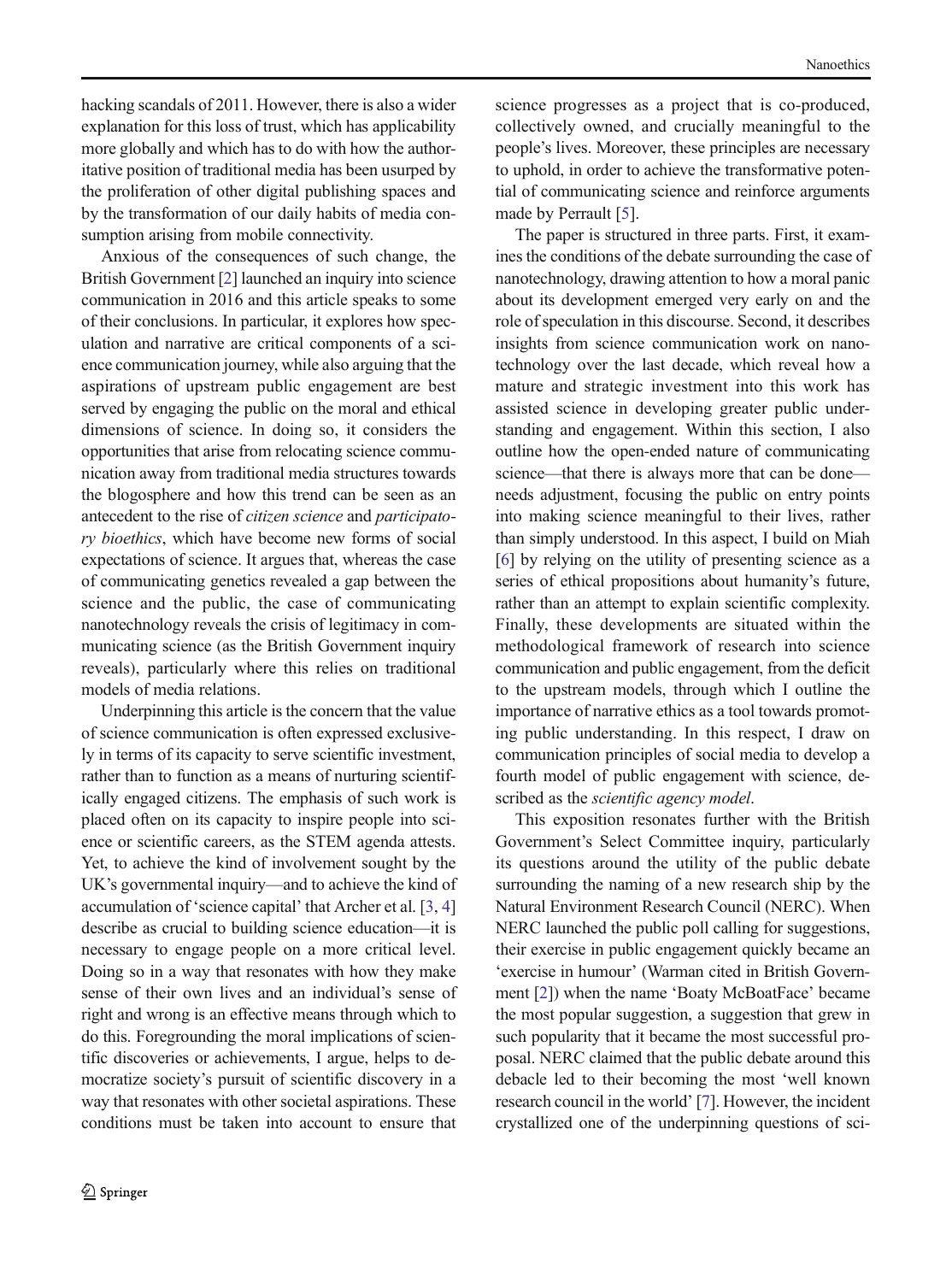hacking scandals of 2011. However, there is also a wider explanation for this loss of trust, which has applicability more globally and which has to do with how the authoritative position of traditional media has been usurped by the proliferation of other digital publishing spaces and by the transformation of our daily habits of media consumption arising from mobile connectivity.

Anxious of the consequences of such change, the British Government [2] launched an inquiry into science communication in 2016 and this article speaks to some of their conclusions. In particular, it explores how speculation and narrative are critical components of a science communication journey, while also arguing that the aspirations of upstream public engagement are best served by engaging the public on the moral and ethical dimensions of science. In doing so, it considers the opportunities that arise from relocating science communication away from traditional media structures towards the blogosphere and how this trend can be seen as an antecedent to the rise of *citizen science* and *participatory bioethics*, which have become new forms of social expectations of science. It argues that, whereas the case of communicating genetics revealed a gap between the science and the public, the case of communicating nanotechnology reveals the crisis of legitimacy in communicating science (as the British Government inquiry reveals), particularly where this relies on traditional models of media relations.

Underpinning this article is the concern that the value of science communication is often expressed exclusively in terms of its capacity to serve scientific investment, rather than to function as a means of nurturing scientifically engaged citizens. The emphasis of such work is placed often on its capacity to inspire people into science or scientific careers, as the STEM agenda attests. Yet, to achieve the kind of involvement sought by the UK's governmental inquiry—and to achieve the kind of accumulation of 'science capital' that Archer et al. [3, 4] describe as crucial to building science education—it is necessary to engage people on a more critical level. Doing so in a way that resonates with how they make sense of their own lives and an individual's sense of right and wrong is an effective means through which to do this. Foregrounding the moral implications of scientific discoveries or achievements, I argue, helps to democratize society's pursuit of scientific discovery in a way that resonates with other societal aspirations. These conditions must be taken into account to ensure that science progresses as a project that is co-produced, collectively owned, and crucially meaningful to the people's lives. Moreover, these principles are necessary to uphold, in order to achieve the transformative potential of communicating science and reinforce arguments made by Perrault [5].

The paper is structured in three parts. First, it examines the conditions of the debate surrounding the case of nanotechnology, drawing attention to how a moral panic about its development emerged very early on and the role of speculation in this discourse. Second, it describes insights from science communication work on nanotechnology over the last decade, which reveal how a mature and strategic investment into this work has assisted science in developing greater public understanding and engagement. Within this section, I also outline how the open-ended nature of communicating science—that there is always more that can be done—needs adjustment, focusing the public on entry points into making science meaningful to their lives, rather than simply understood. In this aspect, I build on Miah [6] by relying on the utility of presenting science as a series of ethical propositions about humanity's future, rather than an attempt to explain scientific complexity. Finally, these developments are situated within the methodological framework of research into science communication and public engagement, from the deficit to the upstream models, through which I outline the importance of narrative ethics as a tool towards promoting public understanding. In this respect, I draw on communication principles of social media to develop a fourth model of public engagement with science, described as the *scientific agency model*.

This exposition resonates further with the British Government's Select Committee inquiry, particularly its questions around the utility of the public debate surrounding the naming of a new research ship by the Natural Environment Research Council (NERC). When NERC launched the public poll calling for suggestions, their exercise in public engagement quickly became an 'exercise in humour' (Warman cited in British Government [2]) when the name 'Boaty McBoatFace' became the most popular suggestion, a suggestion that grew in such popularity that it became the most successful proposal. NERC claimed that the public debate around this debacle led to their becoming the most 'well known research council in the world' [7]. However, the incident crystallized one of the underpinning questions of sci-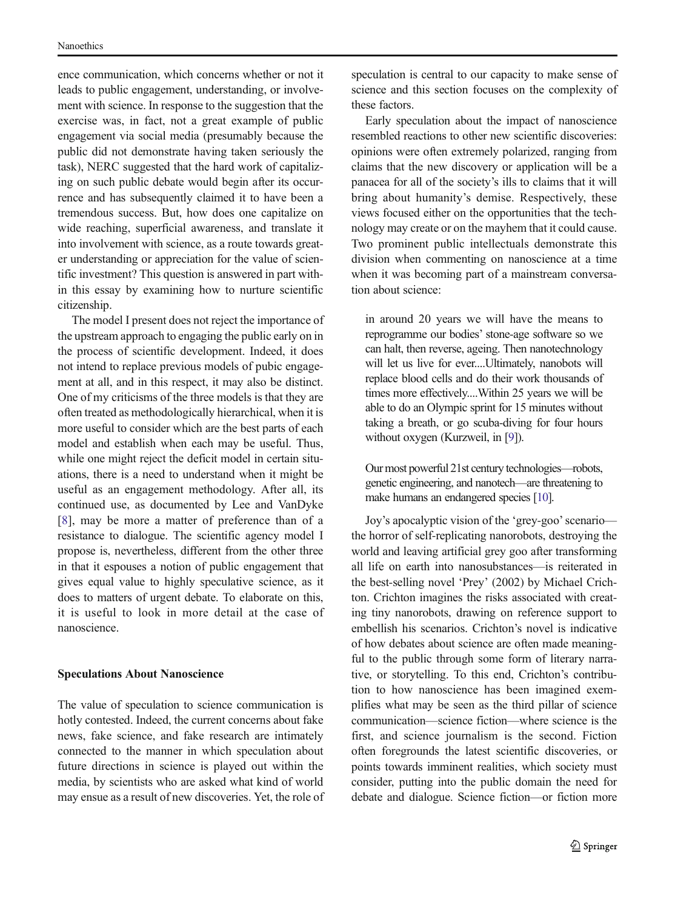ence communication, which concerns whether or not it leads to public engagement, understanding, or involvement with science. In response to the suggestion that the exercise was, in fact, not a great example of public engagement via social media (presumably because the public did not demonstrate having taken seriously the task), NERC suggested that the hard work of capitalizing on such public debate would begin after its occurrence and has subsequently claimed it to have been a tremendous success. But, how does one capitalize on wide reaching, superficial awareness, and translate it into involvement with science, as a route towards greater understanding or appreciation for the value of scientific investment? This question is answered in part within this essay by examining how to nurture scientific citizenship.

The model I present does not reject the importance of the upstream approach to engaging the public early on in the process of scientific development. Indeed, it does not intend to replace previous models of pubic engagement at all, and in this respect, it may also be distinct. One of my criticisms of the three models is that they are often treated as methodologically hierarchical, when it is more useful to consider which are the best parts of each model and establish when each may be useful. Thus, while one might reject the deficit model in certain situations, there is a need to understand when it might be useful as an engagement methodology. After all, its continued use, as documented by Lee and VanDyke [8], may be more a matter of preference than of a resistance to dialogue. The scientific agency model I propose is, nevertheless, different from the other three in that it espouses a notion of public engagement that gives equal value to highly speculative science, as it does to matters of urgent debate. To elaborate on this, it is useful to look in more detail at the case of nanoscience.

## Speculations About Nanoscience

The value of speculation to science communication is hotly contested. Indeed, the current concerns about fake news, fake science, and fake research are intimately connected to the manner in which speculation about future directions in science is played out within the media, by scientists who are asked what kind of world may ensue as a result of new discoveries. Yet, the role of speculation is central to our capacity to make sense of science and this section focuses on the complexity of these factors.

Early speculation about the impact of nanoscience resembled reactions to other new scientific discoveries: opinions were often extremely polarized, ranging from claims that the new discovery or application will be a panacea for all of the society's ills to claims that it will bring about humanity's demise. Respectively, these views focused either on the opportunities that the technology may create or on the mayhem that it could cause. Two prominent public intellectuals demonstrate this division when commenting on nanoscience at a time when it was becoming part of a mainstream conversation about science:

> in around 20 years we will have the means to reprogramme our bodies' stone-age software so we can halt, then reverse, ageing. Then nanotechnology will let us live for ever....Ultimately, nanobots will replace blood cells and do their work thousands of times more effectively....Within 25 years we will be able to do an Olympic sprint for 15 minutes without taking a breath, or go scuba-diving for four hours without oxygen (Kurzweil, in [9]).

> Our most powerful 21st century technologies—robots, genetic engineering, and nanotech—are threatening to make humans an endangered species [10].

Joy's apocalyptic vision of the 'grey-goo' scenario—the horror of self-replicating nanorobots, destroying the world and leaving artificial grey goo after transforming all life on earth into nanosubstances—is reiterated in the best-selling novel 'Prey' (2002) by Michael Crichton. Crichton imagines the risks associated with creating tiny nanorobots, drawing on reference support to embellish his scenarios. Crichton's novel is indicative of how debates about science are often made meaningful to the public through some form of literary narrative, or storytelling. To this end, Crichton's contribution to how nanoscience has been imagined exemplifies what may be seen as the third pillar of science communication—science fiction—where science is the first, and science journalism is the second. Fiction often foregrounds the latest scientific discoveries, or points towards imminent realities, which society must consider, putting into the public domain the need for debate and dialogue. Science fiction—or fiction more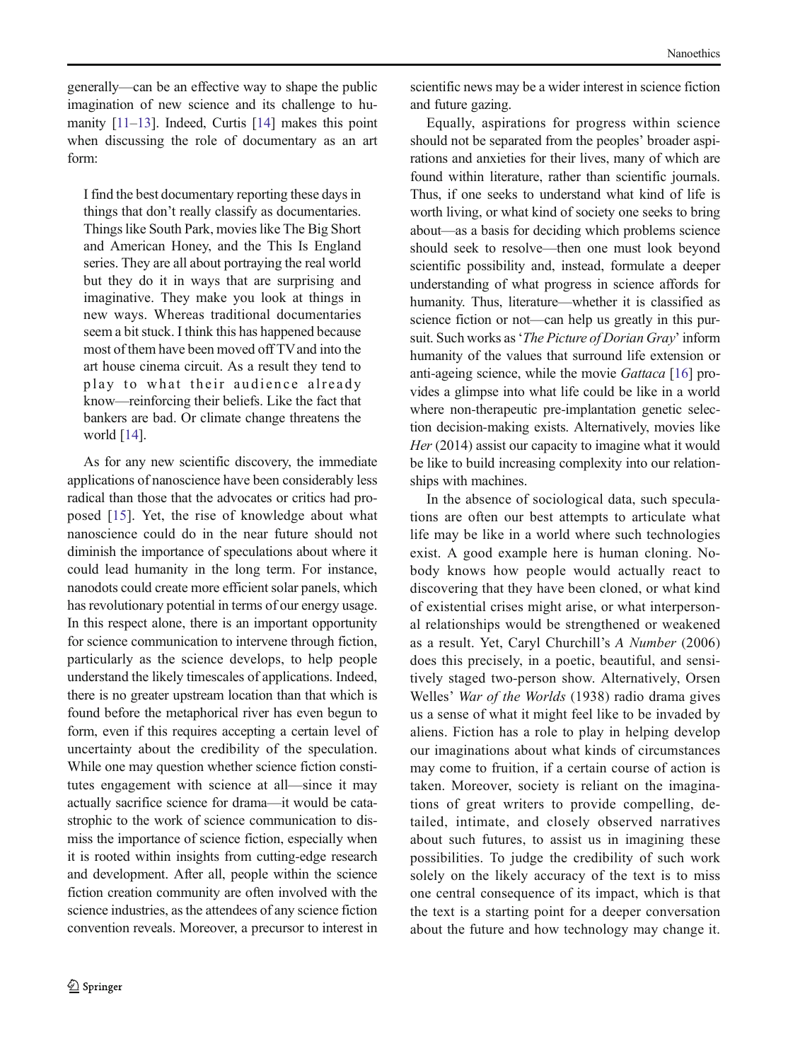generally—can be an effective way to shape the public imagination of new science and its challenge to humanity [11–13]. Indeed, Curtis [14] makes this point when discussing the role of documentary as an art form:

> I find the best documentary reporting these days in things that don't really classify as documentaries. Things like South Park, movies like The Big Short and American Honey, and the This Is England series. They are all about portraying the real world but they do it in ways that are surprising and imaginative. They make you look at things in new ways. Whereas traditional documentaries seem a bit stuck. I think this has happened because most of them have been moved off TV and into the art house cinema circuit. As a result they tend to play to what their audience already know—reinforcing their beliefs. Like the fact that bankers are bad. Or climate change threatens the world [14].

As for any new scientific discovery, the immediate applications of nanoscience have been considerably less radical than those that the advocates or critics had proposed [15]. Yet, the rise of knowledge about what nanoscience could do in the near future should not diminish the importance of speculations about where it could lead humanity in the long term. For instance, nanodots could create more efficient solar panels, which has revolutionary potential in terms of our energy usage. In this respect alone, there is an important opportunity for science communication to intervene through fiction, particularly as the science develops, to help people understand the likely timescales of applications. Indeed, there is no greater upstream location than that which is found before the metaphorical river has even begun to form, even if this requires accepting a certain level of uncertainty about the credibility of the speculation. While one may question whether science fiction constitutes engagement with science at all—since it may actually sacrifice science for drama—it would be catastrophic to the work of science communication to dismiss the importance of science fiction, especially when it is rooted within insights from cutting-edge research and development. After all, people within the science fiction creation community are often involved with the science industries, as the attendees of any science fiction convention reveals. Moreover, a precursor to interest in scientific news may be a wider interest in science fiction and future gazing.

Equally, aspirations for progress within science should not be separated from the peoples' broader aspirations and anxieties for their lives, many of which are found within literature, rather than scientific journals. Thus, if one seeks to understand what kind of life is worth living, or what kind of society one seeks to bring about—as a basis for deciding which problems science should seek to resolve—then one must look beyond scientific possibility and, instead, formulate a deeper understanding of what progress in science affords for humanity. Thus, literature—whether it is classified as science fiction or not—can help us greatly in this pursuit. Such works as '*The Picture of Dorian Gray*' inform humanity of the values that surround life extension or anti-ageing science, while the movie *Gattaca* [16] provides a glimpse into what life could be like in a world where non-therapeutic pre-implantation genetic selection decision-making exists. Alternatively, movies like *Her* (2014) assist our capacity to imagine what it would be like to build increasing complexity into our relationships with machines.

In the absence of sociological data, such speculations are often our best attempts to articulate what life may be like in a world where such technologies exist. A good example here is human cloning. Nobody knows how people would actually react to discovering that they have been cloned, or what kind of existential crises might arise, or what interpersonal relationships would be strengthened or weakened as a result. Yet, Caryl Churchill's *A Number* (2006) does this precisely, in a poetic, beautiful, and sensitively staged two-person show. Alternatively, Orsen Welles' *War of the Worlds* (1938) radio drama gives us a sense of what it might feel like to be invaded by aliens. Fiction has a role to play in helping develop our imaginations about what kinds of circumstances may come to fruition, if a certain course of action is taken. Moreover, society is reliant on the imaginations of great writers to provide compelling, detailed, intimate, and closely observed narratives about such futures, to assist us in imagining these possibilities. To judge the credibility of such work solely on the likely accuracy of the text is to miss one central consequence of its impact, which is that the text is a starting point for a deeper conversation about the future and how technology may change it.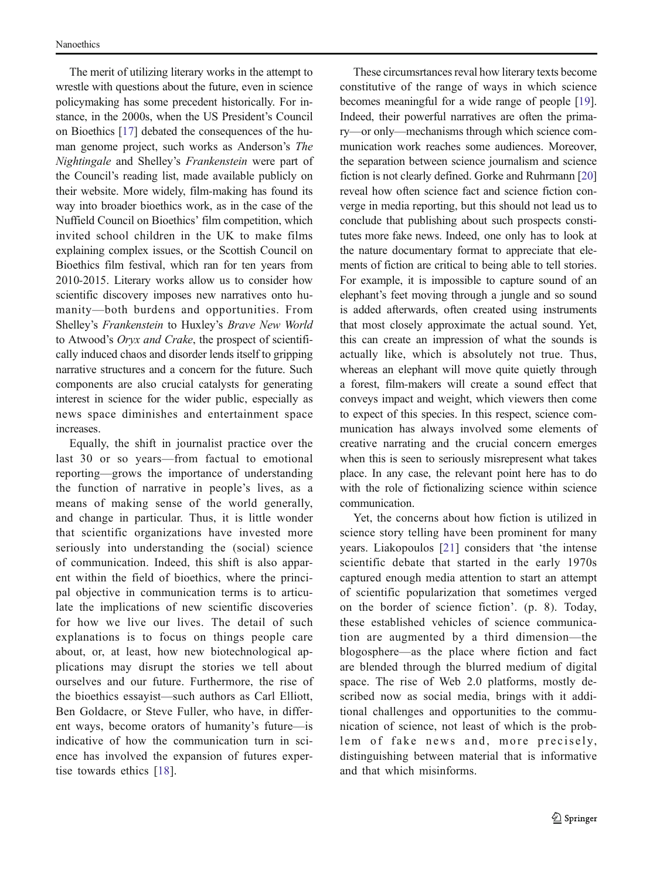The merit of utilizing literary works in the attempt to wrestle with questions about the future, even in science policymaking has some precedent historically. For instance, in the 2000s, when the US President's Council on Bioethics [17] debated the consequences of the human genome project, such works as Anderson's *The Nightingale* and Shelley's *Frankenstein* were part of the Council's reading list, made available publicly on their website. More widely, film-making has found its way into broader bioethics work, as in the case of the Nuffield Council on Bioethics' film competition, which invited school children in the UK to make films explaining complex issues, or the Scottish Council on Bioethics film festival, which ran for ten years from 2010-2015. Literary works allow us to consider how scientific discovery imposes new narratives onto humanity—both burdens and opportunities. From Shelley's *Frankenstein* to Huxley's *Brave New World* to Atwood's *Oryx and Crake*, the prospect of scientifically induced chaos and disorder lends itself to gripping narrative structures and a concern for the future. Such components are also crucial catalysts for generating interest in science for the wider public, especially as news space diminishes and entertainment space increases.

Equally, the shift in journalist practice over the last 30 or so years—from factual to emotional reporting—grows the importance of understanding the function of narrative in people's lives, as a means of making sense of the world generally, and change in particular. Thus, it is little wonder that scientific organizations have invested more seriously into understanding the (social) science of communication. Indeed, this shift is also apparent within the field of bioethics, where the principal objective in communication terms is to articulate the implications of new scientific discoveries for how we live our lives. The detail of such explanations is to focus on things people care about, or, at least, how new biotechnological applications may disrupt the stories we tell about ourselves and our future. Furthermore, the rise of the bioethics essayist—such authors as Carl Elliott, Ben Goldacre, or Steve Fuller, who have, in different ways, become orators of humanity's future—is indicative of how the communication turn in science has involved the expansion of futures expertise towards ethics [18].

These circumsrtances reval how literary texts become constitutive of the range of ways in which science becomes meaningful for a wide range of people [19]. Indeed, their powerful narratives are often the primary—or only—mechanisms through which science communication work reaches some audiences. Moreover, the separation between science journalism and science fiction is not clearly defined. Gorke and Ruhrmann [20] reveal how often science fact and science fiction converge in media reporting, but this should not lead us to conclude that publishing about such prospects constitutes more fake news. Indeed, one only has to look at the nature documentary format to appreciate that elements of fiction are critical to being able to tell stories. For example, it is impossible to capture sound of an elephant's feet moving through a jungle and so sound is added afterwards, often created using instruments that most closely approximate the actual sound. Yet, this can create an impression of what the sounds is actually like, which is absolutely not true. Thus, whereas an elephant will move quite quietly through a forest, film-makers will create a sound effect that conveys impact and weight, which viewers then come to expect of this species. In this respect, science communication has always involved some elements of creative narrating and the crucial concern emerges when this is seen to seriously misrepresent what takes place. In any case, the relevant point here has to do with the role of fictionalizing science within science communication.

Yet, the concerns about how fiction is utilized in science story telling have been prominent for many years. Liakopoulos [21] considers that 'the intense scientific debate that started in the early 1970s captured enough media attention to start an attempt of scientific popularization that sometimes verged on the border of science fiction'. (p. 8). Today, these established vehicles of science communication are augmented by a third dimension—the blogosphere—as the place where fiction and fact are blended through the blurred medium of digital space. The rise of Web 2.0 platforms, mostly described now as social media, brings with it additional challenges and opportunities to the communication of science, not least of which is the problem of fake news and, more precisely, distinguishing between material that is informative and that which misinforms.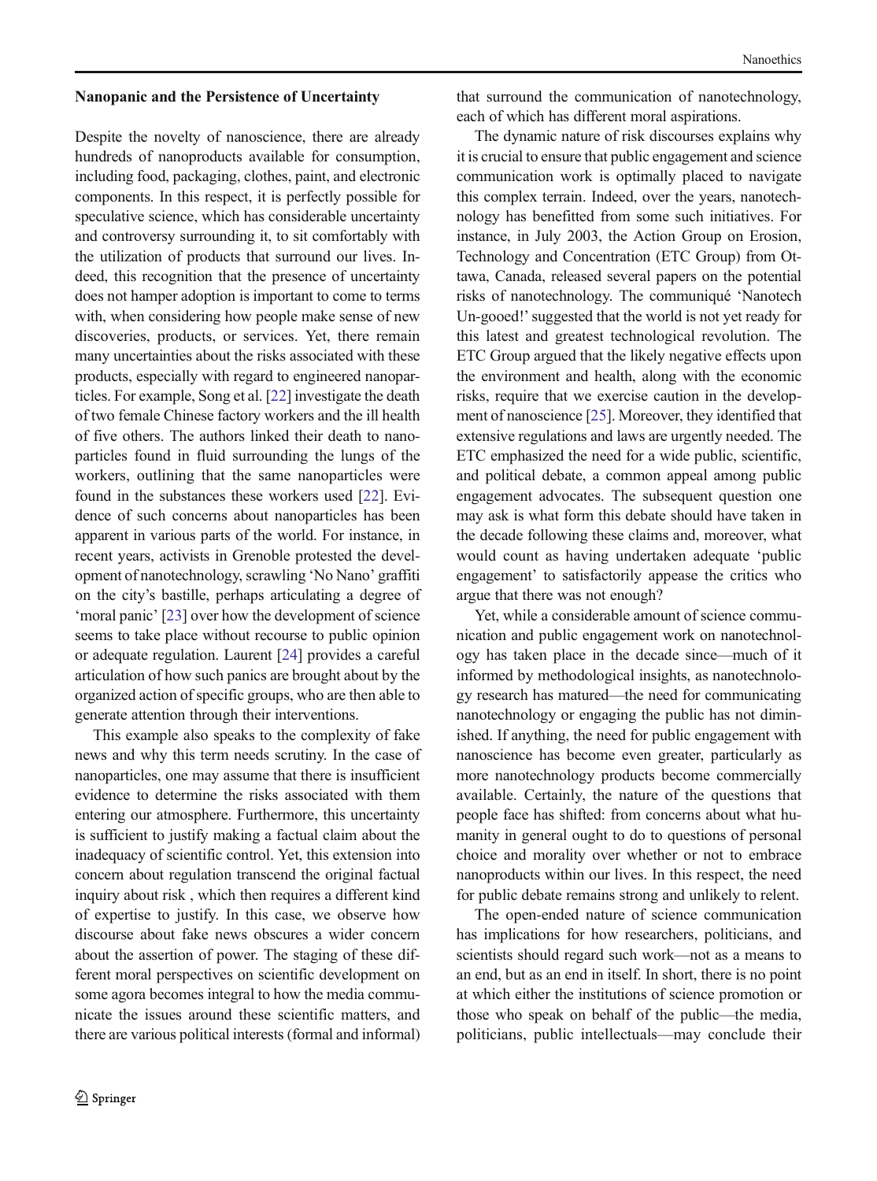### Nanopanic and the Persistence of Uncertainty

Despite the novelty of nanoscience, there are already hundreds of nanoproducts available for consumption, including food, packaging, clothes, paint, and electronic components. In this respect, it is perfectly possible for speculative science, which has considerable uncertainty and controversy surrounding it, to sit comfortably with the utilization of products that surround our lives. Indeed, this recognition that the presence of uncertainty does not hamper adoption is important to come to terms with, when considering how people make sense of new discoveries, products, or services. Yet, there remain many uncertainties about the risks associated with these products, especially with regard to engineered nanoparticles. For example, Song et al. [22] investigate the death of two female Chinese factory workers and the ill health of five others. The authors linked their death to nanoparticles found in fluid surrounding the lungs of the workers, outlining that the same nanoparticles were found in the substances these workers used [22]. Evidence of such concerns about nanoparticles has been apparent in various parts of the world. For instance, in recent years, activists in Grenoble protested the development of nanotechnology, scrawling 'No Nano' graffiti on the city's bastille, perhaps articulating a degree of 'moral panic' [23] over how the development of science seems to take place without recourse to public opinion or adequate regulation. Laurent [24] provides a careful articulation of how such panics are brought about by the organized action of specific groups, who are then able to generate attention through their interventions.

This example also speaks to the complexity of fake news and why this term needs scrutiny. In the case of nanoparticles, one may assume that there is insufficient evidence to determine the risks associated with them entering our atmosphere. Furthermore, this uncertainty is sufficient to justify making a factual claim about the inadequacy of scientific control. Yet, this extension into concern about regulation transcend the original factual inquiry about risk , which then requires a different kind of expertise to justify. In this case, we observe how discourse about fake news obscures a wider concern about the assertion of power. The staging of these different moral perspectives on scientific development on some agora becomes integral to how the media communicate the issues around these scientific matters, and there are various political interests (formal and informal) that surround the communication of nanotechnology, each of which has different moral aspirations.

The dynamic nature of risk discourses explains why it is crucial to ensure that public engagement and science communication work is optimally placed to navigate this complex terrain. Indeed, over the years, nanotechnology has benefitted from some such initiatives. For instance, in July 2003, the Action Group on Erosion, Technology and Concentration (ETC Group) from Ottawa, Canada, released several papers on the potential risks of nanotechnology. The communiqué 'Nanotech Un-gooed!' suggested that the world is not yet ready for this latest and greatest technological revolution. The ETC Group argued that the likely negative effects upon the environment and health, along with the economic risks, require that we exercise caution in the development of nanoscience [25]. Moreover, they identified that extensive regulations and laws are urgently needed. The ETC emphasized the need for a wide public, scientific, and political debate, a common appeal among public engagement advocates. The subsequent question one may ask is what form this debate should have taken in the decade following these claims and, moreover, what would count as having undertaken adequate 'public engagement' to satisfactorily appease the critics who argue that there was not enough?

Yet, while a considerable amount of science communication and public engagement work on nanotechnology has taken place in the decade since—much of it informed by methodological insights, as nanotechnology research has matured—the need for communicating nanotechnology or engaging the public has not diminished. If anything, the need for public engagement with nanoscience has become even greater, particularly as more nanotechnology products become commercially available. Certainly, the nature of the questions that people face has shifted: from concerns about what humanity in general ought to do to questions of personal choice and morality over whether or not to embrace nanoproducts within our lives. In this respect, the need for public debate remains strong and unlikely to relent.

The open-ended nature of science communication has implications for how researchers, politicians, and scientists should regard such work—not as a means to an end, but as an end in itself. In short, there is no point at which either the institutions of science promotion or those who speak on behalf of the public—the media, politicians, public intellectuals—may conclude their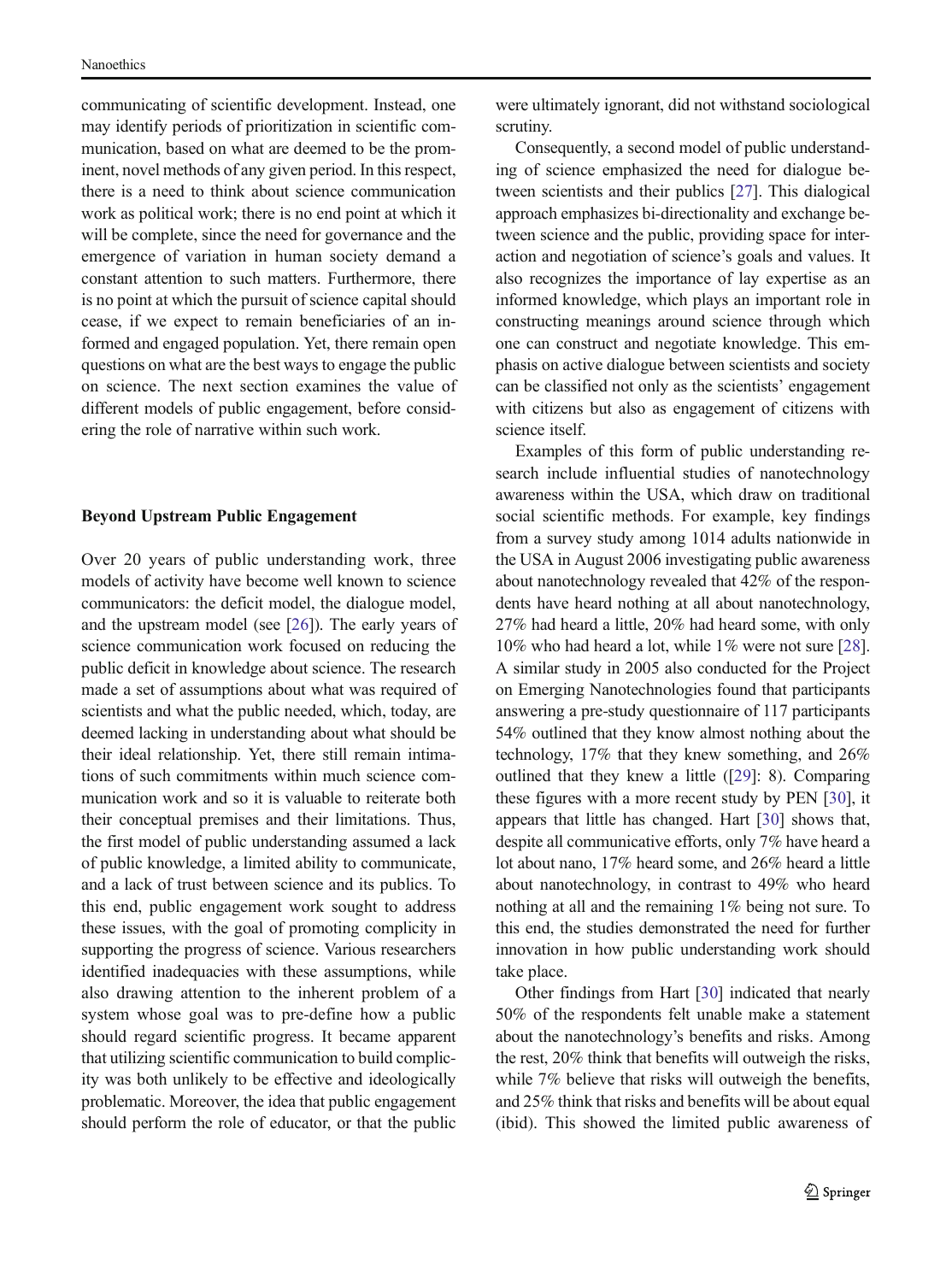communicating of scientific development. Instead, one may identify periods of prioritization in scientific communication, based on what are deemed to be the prominent, novel methods of any given period. In this respect, there is a need to think about science communication work as political work; there is no end point at which it will be complete, since the need for governance and the emergence of variation in human society demand a constant attention to such matters. Furthermore, there is no point at which the pursuit of science capital should cease, if we expect to remain beneficiaries of an informed and engaged population. Yet, there remain open questions on what are the best ways to engage the public on science. The next section examines the value of different models of public engagement, before considering the role of narrative within such work.

## Beyond Upstream Public Engagement

Over 20 years of public understanding work, three models of activity have become well known to science communicators: the deficit model, the dialogue model, and the upstream model (see [26]). The early years of science communication work focused on reducing the public deficit in knowledge about science. The research made a set of assumptions about what was required of scientists and what the public needed, which, today, are deemed lacking in understanding about what should be their ideal relationship. Yet, there still remain intimations of such commitments within much science communication work and so it is valuable to reiterate both their conceptual premises and their limitations. Thus, the first model of public understanding assumed a lack of public knowledge, a limited ability to communicate, and a lack of trust between science and its publics. To this end, public engagement work sought to address these issues, with the goal of promoting complicity in supporting the progress of science. Various researchers identified inadequacies with these assumptions, while also drawing attention to the inherent problem of a system whose goal was to pre-define how a public should regard scientific progress. It became apparent that utilizing scientific communication to build complicity was both unlikely to be effective and ideologically problematic. Moreover, the idea that public engagement should perform the role of educator, or that the public were ultimately ignorant, did not withstand sociological scrutiny.

Consequently, a second model of public understanding of science emphasized the need for dialogue between scientists and their publics [27]. This dialogical approach emphasizes bi-directionality and exchange between science and the public, providing space for interaction and negotiation of science's goals and values. It also recognizes the importance of lay expertise as an informed knowledge, which plays an important role in constructing meanings around science through which one can construct and negotiate knowledge. This emphasis on active dialogue between scientists and society can be classified not only as the scientists' engagement with citizens but also as engagement of citizens with science itself.

Examples of this form of public understanding research include influential studies of nanotechnology awareness within the USA, which draw on traditional social scientific methods. For example, key findings from a survey study among 1014 adults nationwide in the USA in August 2006 investigating public awareness about nanotechnology revealed that 42% of the respondents have heard nothing at all about nanotechnology, 27% had heard a little, 20% had heard some, with only 10% who had heard a lot, while 1% were not sure [28]. A similar study in 2005 also conducted for the Project on Emerging Nanotechnologies found that participants answering a pre-study questionnaire of 117 participants 54% outlined that they know almost nothing about the technology, 17% that they knew something, and 26% outlined that they knew a little ([29]: 8). Comparing these figures with a more recent study by PEN [30], it appears that little has changed. Hart [30] shows that, despite all communicative efforts, only 7% have heard a lot about nano, 17% heard some, and 26% heard a little about nanotechnology, in contrast to 49% who heard nothing at all and the remaining 1% being not sure. To this end, the studies demonstrated the need for further innovation in how public understanding work should take place.

Other findings from Hart [30] indicated that nearly 50% of the respondents felt unable make a statement about the nanotechnology's benefits and risks. Among the rest, 20% think that benefits will outweigh the risks, while 7% believe that risks will outweigh the benefits, and 25% think that risks and benefits will be about equal (ibid). This showed the limited public awareness of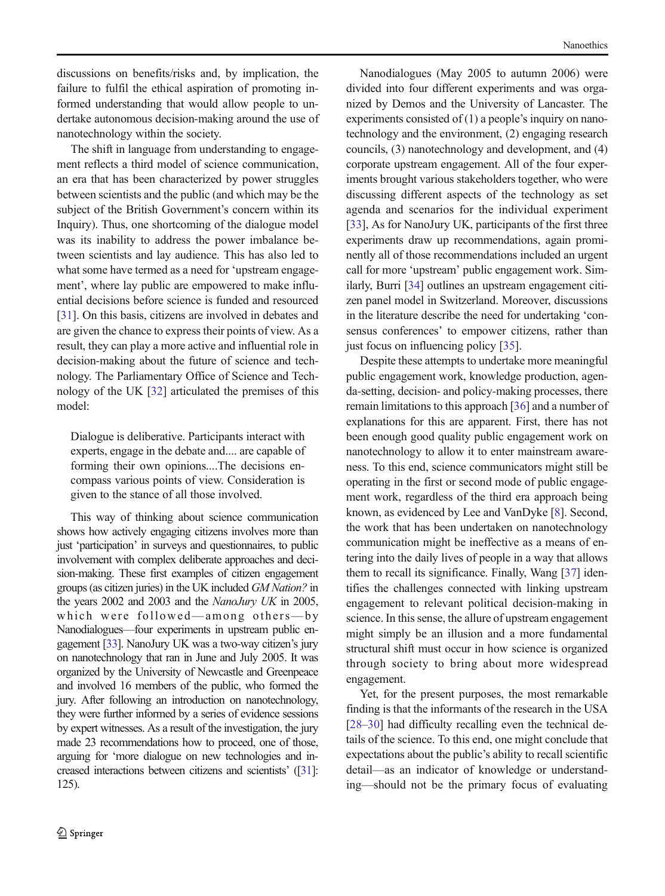discussions on benefits/risks and, by implication, the failure to fulfil the ethical aspiration of promoting informed understanding that would allow people to undertake autonomous decision-making around the use of nanotechnology within the society.

The shift in language from understanding to engagement reflects a third model of science communication, an era that has been characterized by power struggles between scientists and the public (and which may be the subject of the British Government's concern within its Inquiry). Thus, one shortcoming of the dialogue model was its inability to address the power imbalance between scientists and lay audience. This has also led to what some have termed as a need for 'upstream engagement', where lay public are empowered to make influential decisions before science is funded and resourced [31]. On this basis, citizens are involved in debates and are given the chance to express their points of view. As a result, they can play a more active and influential role in decision-making about the future of science and technology. The Parliamentary Office of Science and Technology of the UK [32] articulated the premises of this model:

> Dialogue is deliberative. Participants interact with experts, engage in the debate and.... are capable of forming their own opinions....The decisions encompass various points of view. Consideration is given to the stance of all those involved.

This way of thinking about science communication shows how actively engaging citizens involves more than just 'participation' in surveys and questionnaires, to public involvement with complex deliberate approaches and decision-making. These first examples of citizen engagement groups (as citizen juries) in the UK included *GM Nation?* in the years 2002 and 2003 and the *NanoJury UK* in 2005, which were followed—among others—by Nanodialogues—four experiments in upstream public engagement [33]. NanoJury UK was a two-way citizen's jury on nanotechnology that ran in June and July 2005. It was organized by the University of Newcastle and Greenpeace and involved 16 members of the public, who formed the jury. After following an introduction on nanotechnology, they were further informed by a series of evidence sessions by expert witnesses. As a result of the investigation, the jury made 23 recommendations how to proceed, one of those, arguing for 'more dialogue on new technologies and increased interactions between citizens and scientists' ([31]: 125).

Nanodialogues (May 2005 to autumn 2006) were divided into four different experiments and was organized by Demos and the University of Lancaster. The experiments consisted of (1) a people's inquiry on nanotechnology and the environment, (2) engaging research councils, (3) nanotechnology and development, and (4) corporate upstream engagement. All of the four experiments brought various stakeholders together, who were discussing different aspects of the technology as set agenda and scenarios for the individual experiment [33], As for NanoJury UK, participants of the first three experiments draw up recommendations, again prominently all of those recommendations included an urgent call for more 'upstream' public engagement work. Similarly, Burri [34] outlines an upstream engagement citizen panel model in Switzerland. Moreover, discussions in the literature describe the need for undertaking 'consensus conferences' to empower citizens, rather than just focus on influencing policy [35].

Despite these attempts to undertake more meaningful public engagement work, knowledge production, agenda-setting, decision- and policy-making processes, there remain limitations to this approach [36] and a number of explanations for this are apparent. First, there has not been enough good quality public engagement work on nanotechnology to allow it to enter mainstream awareness. To this end, science communicators might still be operating in the first or second mode of public engagement work, regardless of the third era approach being known, as evidenced by Lee and VanDyke [8]. Second, the work that has been undertaken on nanotechnology communication might be ineffective as a means of entering into the daily lives of people in a way that allows them to recall its significance. Finally, Wang [37] identifies the challenges connected with linking upstream engagement to relevant political decision-making in science. In this sense, the allure of upstream engagement might simply be an illusion and a more fundamental structural shift must occur in how science is organized through society to bring about more widespread engagement.

Yet, for the present purposes, the most remarkable finding is that the informants of the research in the USA [28–30] had difficulty recalling even the technical details of the science. To this end, one might conclude that expectations about the public's ability to recall scientific detail—as an indicator of knowledge or understanding—should not be the primary focus of evaluating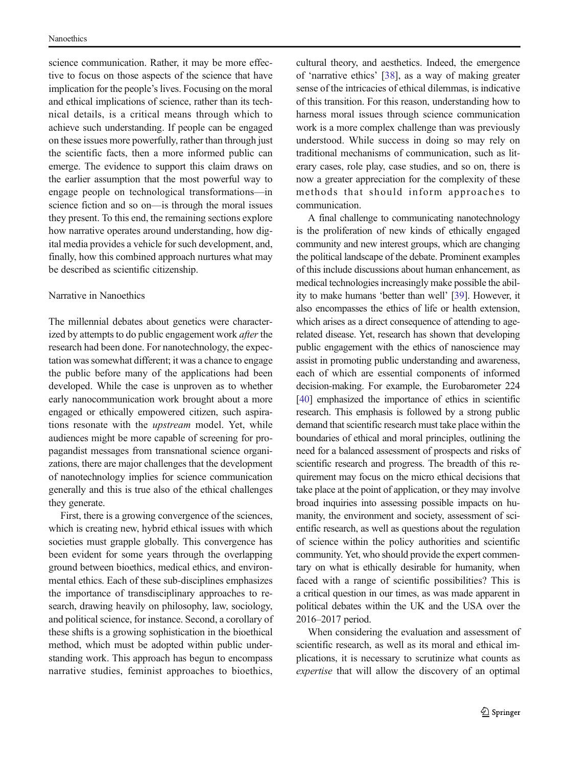science communication. Rather, it may be more effective to focus on those aspects of the science that have implication for the people's lives. Focusing on the moral and ethical implications of science, rather than its technical details, is a critical means through which to achieve such understanding. If people can be engaged on these issues more powerfully, rather than through just the scientific facts, then a more informed public can emerge. The evidence to support this claim draws on the earlier assumption that the most powerful way to engage people on technological transformations—in science fiction and so on—is through the moral issues they present. To this end, the remaining sections explore how narrative operates around understanding, how digital media provides a vehicle for such development, and, finally, how this combined approach nurtures what may be described as scientific citizenship.

## Narrative in Nanoethics

The millennial debates about genetics were characterized by attempts to do public engagement work *after* the research had been done. For nanotechnology, the expectation was somewhat different; it was a chance to engage the public before many of the applications had been developed. While the case is unproven as to whether early nanocommunication work brought about a more engaged or ethically empowered citizen, such aspirations resonate with the *upstream* model. Yet, while audiences might be more capable of screening for propagandist messages from transnational science organizations, there are major challenges that the development of nanotechnology implies for science communication generally and this is true also of the ethical challenges they generate.

First, there is a growing convergence of the sciences, which is creating new, hybrid ethical issues with which societies must grapple globally. This convergence has been evident for some years through the overlapping ground between bioethics, medical ethics, and environmental ethics. Each of these sub-disciplines emphasizes the importance of transdisciplinary approaches to research, drawing heavily on philosophy, law, sociology, and political science, for instance. Second, a corollary of these shifts is a growing sophistication in the bioethical method, which must be adopted within public understanding work. This approach has begun to encompass narrative studies, feminist approaches to bioethics, cultural theory, and aesthetics. Indeed, the emergence of 'narrative ethics' [38], as a way of making greater sense of the intricacies of ethical dilemmas, is indicative of this transition. For this reason, understanding how to harness moral issues through science communication work is a more complex challenge than was previously understood. While success in doing so may rely on traditional mechanisms of communication, such as literary cases, role play, case studies, and so on, there is now a greater appreciation for the complexity of these methods that should inform approaches to communication.

A final challenge to communicating nanotechnology is the proliferation of new kinds of ethically engaged community and new interest groups, which are changing the political landscape of the debate. Prominent examples of this include discussions about human enhancement, as medical technologies increasingly make possible the ability to make humans 'better than well' [39]. However, it also encompasses the ethics of life or health extension, which arises as a direct consequence of attending to age-related disease. Yet, research has shown that developing public engagement with the ethics of nanoscience may assist in promoting public understanding and awareness, each of which are essential components of informed decision-making. For example, the Eurobarometer 224 [40] emphasized the importance of ethics in scientific research. This emphasis is followed by a strong public demand that scientific research must take place within the boundaries of ethical and moral principles, outlining the need for a balanced assessment of prospects and risks of scientific research and progress. The breadth of this requirement may focus on the micro ethical decisions that take place at the point of application, or they may involve broad inquiries into assessing possible impacts on humanity, the environment and society, assessment of scientific research, as well as questions about the regulation of science within the policy authorities and scientific community. Yet, who should provide the expert commentary on what is ethically desirable for humanity, when faced with a range of scientific possibilities? This is a critical question in our times, as was made apparent in political debates within the UK and the USA over the 2016–2017 period.

When considering the evaluation and assessment of scientific research, as well as its moral and ethical implications, it is necessary to scrutinize what counts as *expertise* that will allow the discovery of an optimal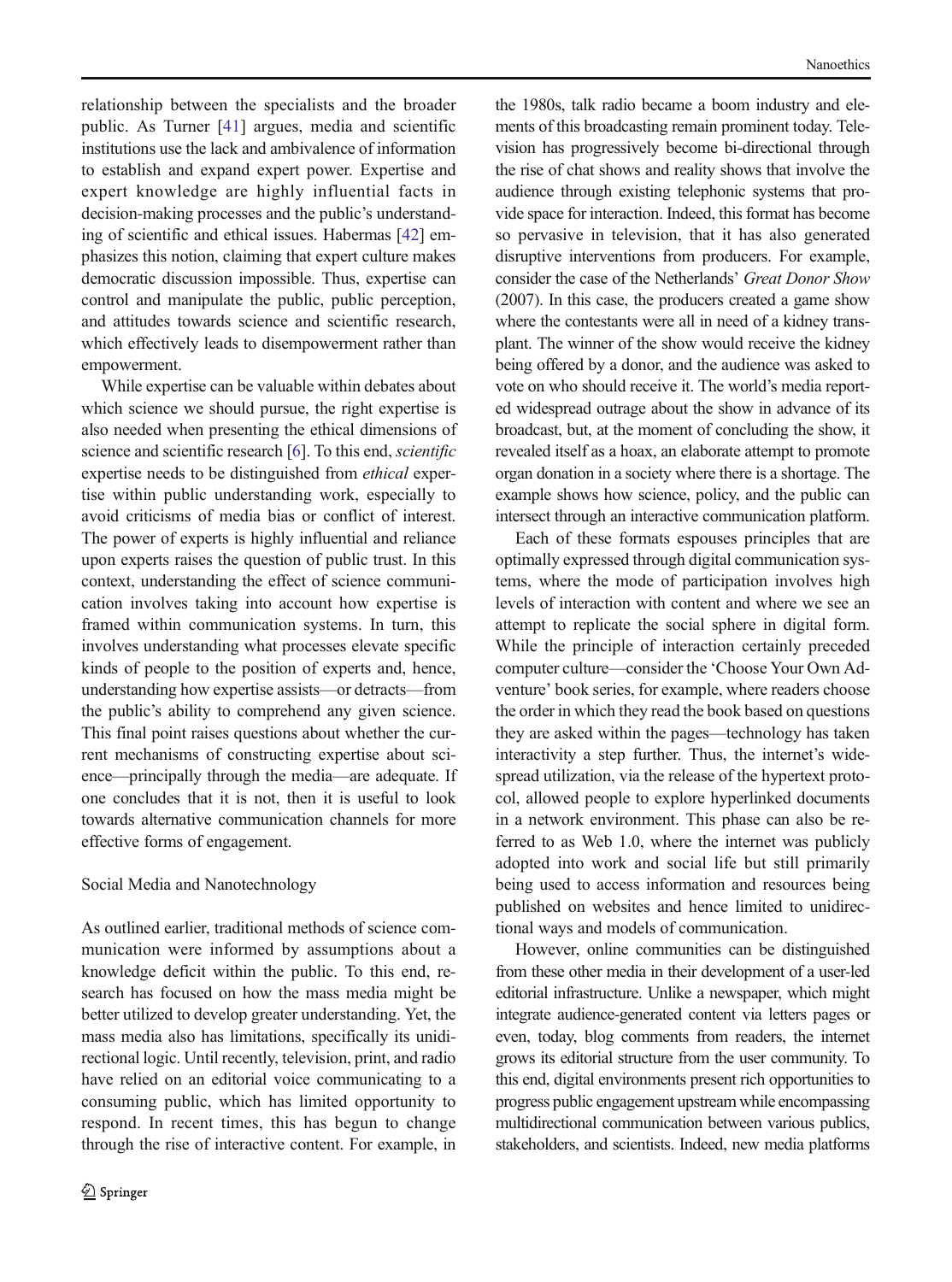relationship between the specialists and the broader public. As Turner [41] argues, media and scientific institutions use the lack and ambivalence of information to establish and expand expert power. Expertise and expert knowledge are highly influential facts in decision-making processes and the public's understanding of scientific and ethical issues. Habermas [42] emphasizes this notion, claiming that expert culture makes democratic discussion impossible. Thus, expertise can control and manipulate the public, public perception, and attitudes towards science and scientific research, which effectively leads to disempowerment rather than empowerment.

While expertise can be valuable within debates about which science we should pursue, the right expertise is also needed when presenting the ethical dimensions of science and scientific research [6]. To this end, *scientific* expertise needs to be distinguished from *ethical* expertise within public understanding work, especially to avoid criticisms of media bias or conflict of interest. The power of experts is highly influential and reliance upon experts raises the question of public trust. In this context, understanding the effect of science communication involves taking into account how expertise is framed within communication systems. In turn, this involves understanding what processes elevate specific kinds of people to the position of experts and, hence, understanding how expertise assists—or detracts—from the public's ability to comprehend any given science. This final point raises questions about whether the current mechanisms of constructing expertise about science—principally through the media—are adequate. If one concludes that it is not, then it is useful to look towards alternative communication channels for more effective forms of engagement.

## Social Media and Nanotechnology

As outlined earlier, traditional methods of science communication were informed by assumptions about a knowledge deficit within the public. To this end, research has focused on how the mass media might be better utilized to develop greater understanding. Yet, the mass media also has limitations, specifically its unidirectional logic. Until recently, television, print, and radio have relied on an editorial voice communicating to a consuming public, which has limited opportunity to respond. In recent times, this has begun to change through the rise of interactive content. For example, in the 1980s, talk radio became a boom industry and elements of this broadcasting remain prominent today. Television has progressively become bi-directional through the rise of chat shows and reality shows that involve the audience through existing telephonic systems that provide space for interaction. Indeed, this format has become so pervasive in television, that it has also generated disruptive interventions from producers. For example, consider the case of the Netherlands' *Great Donor Show* (2007). In this case, the producers created a game show where the contestants were all in need of a kidney transplant. The winner of the show would receive the kidney being offered by a donor, and the audience was asked to vote on who should receive it. The world's media reported widespread outrage about the show in advance of its broadcast, but, at the moment of concluding the show, it revealed itself as a hoax, an elaborate attempt to promote organ donation in a society where there is a shortage. The example shows how science, policy, and the public can intersect through an interactive communication platform.

Each of these formats espouses principles that are optimally expressed through digital communication systems, where the mode of participation involves high levels of interaction with content and where we see an attempt to replicate the social sphere in digital form. While the principle of interaction certainly preceded computer culture—consider the 'Choose Your Own Adventure' book series, for example, where readers choose the order in which they read the book based on questions they are asked within the pages—technology has taken interactivity a step further. Thus, the internet's widespread utilization, via the release of the hypertext protocol, allowed people to explore hyperlinked documents in a network environment. This phase can also be referred to as Web 1.0, where the internet was publicly adopted into work and social life but still primarily being used to access information and resources being published on websites and hence limited to unidirectional ways and models of communication.

However, online communities can be distinguished from these other media in their development of a user-led editorial infrastructure. Unlike a newspaper, which might integrate audience-generated content via letters pages or even, today, blog comments from readers, the internet grows its editorial structure from the user community. To this end, digital environments present rich opportunities to progress public engagement upstream while encompassing multidirectional communication between various publics, stakeholders, and scientists. Indeed, new media platforms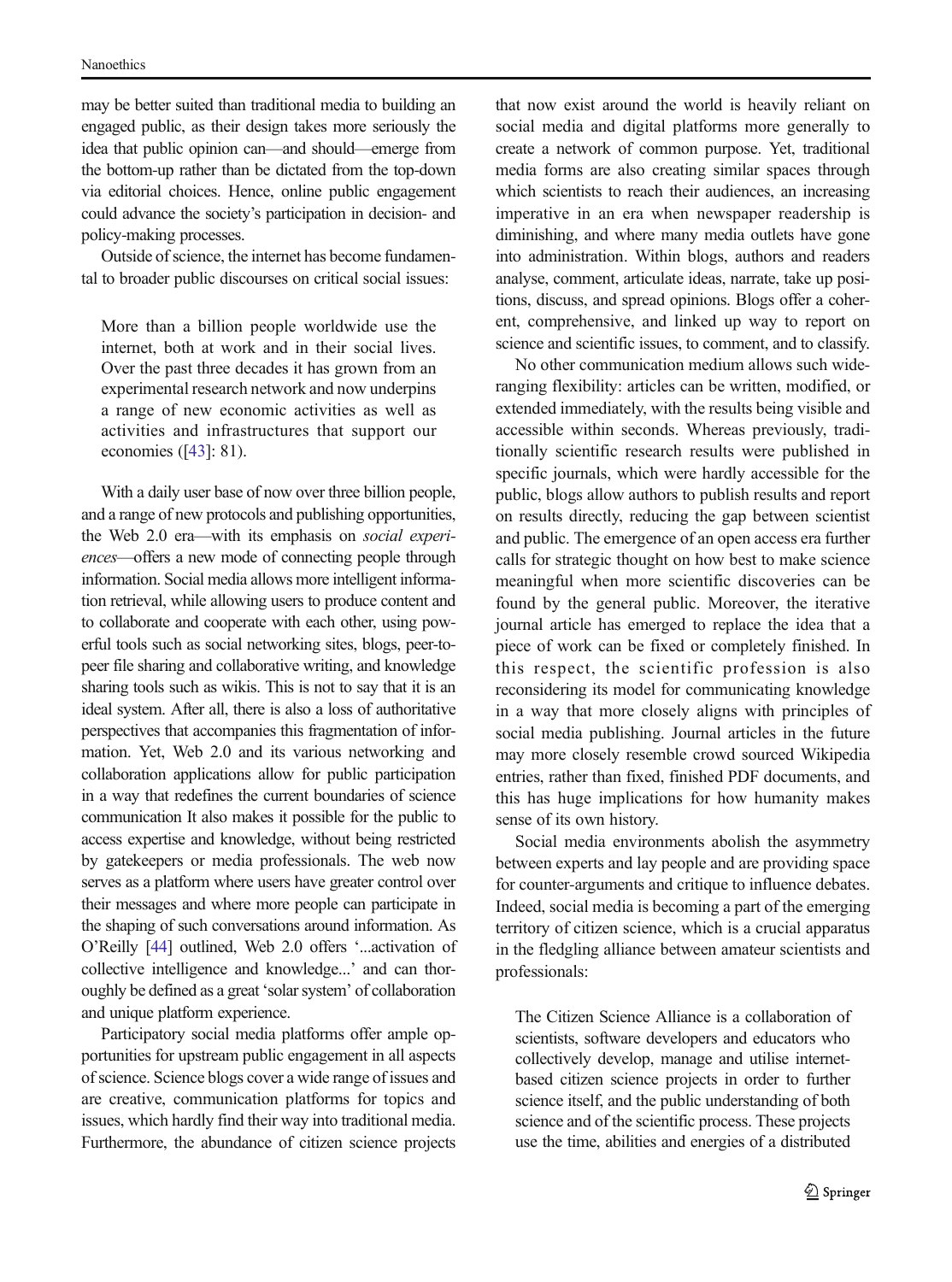may be better suited than traditional media to building an engaged public, as their design takes more seriously the idea that public opinion can—and should—emerge from the bottom-up rather than be dictated from the top-down via editorial choices. Hence, online public engagement could advance the society's participation in decision- and policy-making processes.

Outside of science, the internet has become fundamental to broader public discourses on critical social issues:

> More than a billion people worldwide use the internet, both at work and in their social lives. Over the past three decades it has grown from an experimental research network and now underpins a range of new economic activities as well as activities and infrastructures that support our economies ([43]: 81).

With a daily user base of now over three billion people, and a range of new protocols and publishing opportunities, the Web 2.0 era—with its emphasis on *social experiences*—offers a new mode of connecting people through information. Social media allows more intelligent information retrieval, while allowing users to produce content and to collaborate and cooperate with each other, using powerful tools such as social networking sites, blogs, peer-to-peer file sharing and collaborative writing, and knowledge sharing tools such as wikis. This is not to say that it is an ideal system. After all, there is also a loss of authoritative perspectives that accompanies this fragmentation of information. Yet, Web 2.0 and its various networking and collaboration applications allow for public participation in a way that redefines the current boundaries of science communication It also makes it possible for the public to access expertise and knowledge, without being restricted by gatekeepers or media professionals. The web now serves as a platform where users have greater control over their messages and where more people can participate in the shaping of such conversations around information. As O'Reilly [44] outlined, Web 2.0 offers '...activation of collective intelligence and knowledge...' and can thoroughly be defined as a great 'solar system' of collaboration and unique platform experience.

Participatory social media platforms offer ample opportunities for upstream public engagement in all aspects of science. Science blogs cover a wide range of issues and are creative, communication platforms for topics and issues, which hardly find their way into traditional media. Furthermore, the abundance of citizen science projects that now exist around the world is heavily reliant on social media and digital platforms more generally to create a network of common purpose. Yet, traditional media forms are also creating similar spaces through which scientists to reach their audiences, an increasing imperative in an era when newspaper readership is diminishing, and where many media outlets have gone into administration. Within blogs, authors and readers analyse, comment, articulate ideas, narrate, take up positions, discuss, and spread opinions. Blogs offer a coherent, comprehensive, and linked up way to report on science and scientific issues, to comment, and to classify.

No other communication medium allows such wide-ranging flexibility: articles can be written, modified, or extended immediately, with the results being visible and accessible within seconds. Whereas previously, traditionally scientific research results were published in specific journals, which were hardly accessible for the public, blogs allow authors to publish results and report on results directly, reducing the gap between scientist and public. The emergence of an open access era further calls for strategic thought on how best to make science meaningful when more scientific discoveries can be found by the general public. Moreover, the iterative journal article has emerged to replace the idea that a piece of work can be fixed or completely finished. In this respect, the scientific profession is also reconsidering its model for communicating knowledge in a way that more closely aligns with principles of social media publishing. Journal articles in the future may more closely resemble crowd sourced Wikipedia entries, rather than fixed, finished PDF documents, and this has huge implications for how humanity makes sense of its own history.

Social media environments abolish the asymmetry between experts and lay people and are providing space for counter-arguments and critique to influence debates. Indeed, social media is becoming a part of the emerging territory of citizen science, which is a crucial apparatus in the fledgling alliance between amateur scientists and professionals:

> The Citizen Science Alliance is a collaboration of scientists, software developers and educators who collectively develop, manage and utilise internet-based citizen science projects in order to further science itself, and the public understanding of both science and of the scientific process. These projects use the time, abilities and energies of a distributed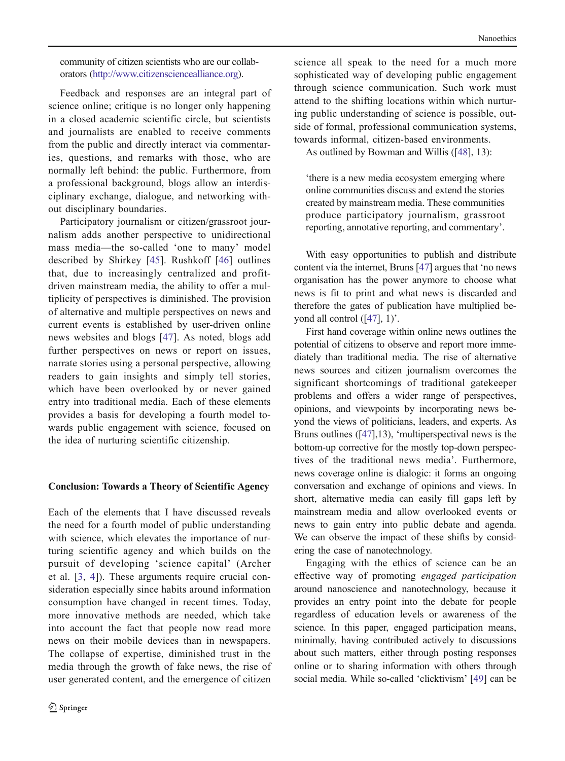community of citizen scientists who are our collaborators (http://www.citizensciencealliance.org).

Feedback and responses are an integral part of science online; critique is no longer only happening in a closed academic scientific circle, but scientists and journalists are enabled to receive comments from the public and directly interact via commentaries, questions, and remarks with those, who are normally left behind: the public. Furthermore, from a professional background, blogs allow an interdisciplinary exchange, dialogue, and networking without disciplinary boundaries.

Participatory journalism or citizen/grassroot journalism adds another perspective to unidirectional mass media—the so-called 'one to many' model described by Shirkey [45]. Rushkoff [46] outlines that, due to increasingly centralized and profit-driven mainstream media, the ability to offer a multiplicity of perspectives is diminished. The provision of alternative and multiple perspectives on news and current events is established by user-driven online news websites and blogs [47]. As noted, blogs add further perspectives on news or report on issues, narrate stories using a personal perspective, allowing readers to gain insights and simply tell stories, which have been overlooked by or never gained entry into traditional media. Each of these elements provides a basis for developing a fourth model towards public engagement with science, focused on the idea of nurturing scientific citizenship.

## Conclusion: Towards a Theory of Scientific Agency

Each of the elements that I have discussed reveals the need for a fourth model of public understanding with science, which elevates the importance of nurturing scientific agency and which builds on the pursuit of developing 'science capital' (Archer et al. [3, 4]). These arguments require crucial consideration especially since habits around information consumption have changed in recent times. Today, more innovative methods are needed, which take into account the fact that people now read more news on their mobile devices than in newspapers. The collapse of expertise, diminished trust in the media through the growth of fake news, the rise of user generated content, and the emergence of citizen science all speak to the need for a much more sophisticated way of developing public engagement through science communication. Such work must attend to the shifting locations within which nurturing public understanding of science is possible, outside of formal, professional communication systems, towards informal, citizen-based environments.

As outlined by Bowman and Willis ([48], 13):

> 'there is a new media ecosystem emerging where online communities discuss and extend the stories created by mainstream media. These communities produce participatory journalism, grassroot reporting, annotative reporting, and commentary'.

With easy opportunities to publish and distribute content via the internet, Bruns [47] argues that 'no news organisation has the power anymore to choose what news is fit to print and what news is discarded and therefore the gates of publication have multiplied beyond all control ([47], 1)'.

First hand coverage within online news outlines the potential of citizens to observe and report more immediately than traditional media. The rise of alternative news sources and citizen journalism overcomes the significant shortcomings of traditional gatekeeper problems and offers a wider range of perspectives, opinions, and viewpoints by incorporating news beyond the views of politicians, leaders, and experts. As Bruns outlines ([47],13), 'multiperspectival news is the bottom-up corrective for the mostly top-down perspectives of the traditional news media'. Furthermore, news coverage online is dialogic: it forms an ongoing conversation and exchange of opinions and views. In short, alternative media can easily fill gaps left by mainstream media and allow overlooked events or news to gain entry into public debate and agenda. We can observe the impact of these shifts by considering the case of nanotechnology.

Engaging with the ethics of science can be an effective way of promoting *engaged participation* around nanoscience and nanotechnology, because it provides an entry point into the debate for people regardless of education levels or awareness of the science. In this paper, engaged participation means, minimally, having contributed actively to discussions about such matters, either through posting responses online or to sharing information with others through social media. While so-called 'clicktivism' [49] can be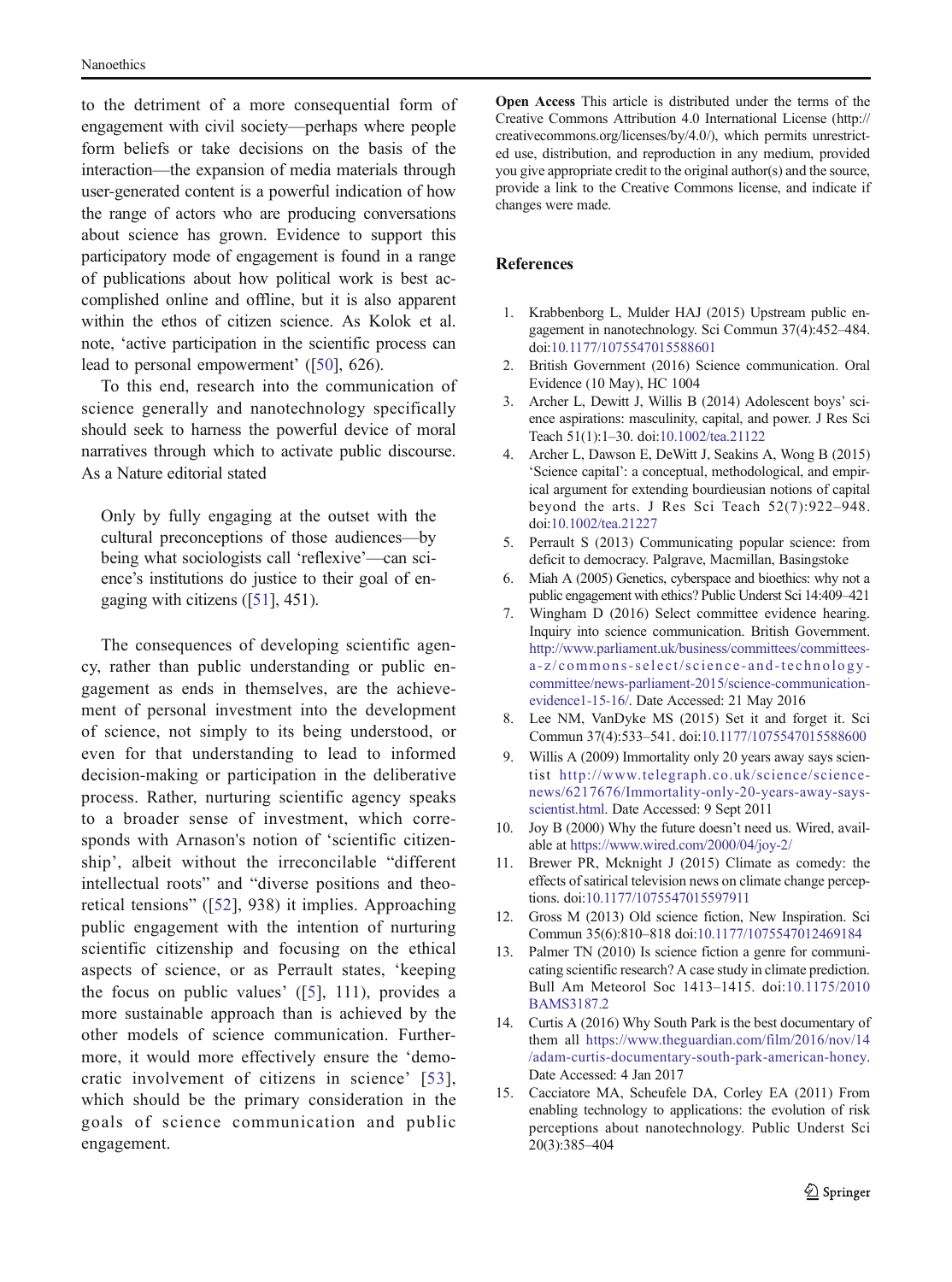to the detriment of a more consequential form of engagement with civil society—perhaps where people form beliefs or take decisions on the basis of the interaction—the expansion of media materials through user-generated content is a powerful indication of how the range of actors who are producing conversations about science has grown. Evidence to support this participatory mode of engagement is found in a range of publications about how political work is best accomplished online and offline, but it is also apparent within the ethos of citizen science. As Kolok et al. note, 'active participation in the scientific process can lead to personal empowerment' ([50], 626).

To this end, research into the communication of science generally and nanotechnology specifically should seek to harness the powerful device of moral narratives through which to activate public discourse. As a Nature editorial stated

> Only by fully engaging at the outset with the cultural preconceptions of those audiences—by being what sociologists call 'reflexive'—can science's institutions do justice to their goal of engaging with citizens ([51], 451).

The consequences of developing scientific agency, rather than public understanding or public engagement as ends in themselves, are the achievement of personal investment into the development of science, not simply to its being understood, or even for that understanding to lead to informed decision-making or participation in the deliberative process. Rather, nurturing scientific agency speaks to a broader sense of investment, which corresponds with Arnason's notion of 'scientific citizenship', albeit without the irreconcilable "different intellectual roots" and "diverse positions and theoretical tensions" ([52], 938) it implies. Approaching public engagement with the intention of nurturing scientific citizenship and focusing on the ethical aspects of science, or as Perrault states, 'keeping the focus on public values' ([5], 111), provides a more sustainable approach than is achieved by the other models of science communication. Furthermore, it would more effectively ensure the 'democratic involvement of citizens in science' [53], which should be the primary consideration in the goals of science communication and public engagement.

**Open Access** This article is distributed under the terms of the Creative Commons Attribution 4.0 International License (http://creativecommons.org/licenses/by/4.0/), which permits unrestricted use, distribution, and reproduction in any medium, provided you give appropriate credit to the original author(s) and the source, provide a link to the Creative Commons license, and indicate if changes were made.

## References

1. Krabbenborg L, Mulder HAJ (2015) Upstream public engagement in nanotechnology. Sci Commun 37(4):452–484. doi:10.1177/1075547015588601
2. British Government (2016) Science communication. Oral Evidence (10 May), HC 1004
3. Archer L, Dewitt J, Willis B (2014) Adolescent boys' science aspirations: masculinity, capital, and power. J Res Sci Teach 51(1):1–30. doi:10.1002/tea.21122
4. Archer L, Dawson E, DeWitt J, Seakins A, Wong B (2015) 'Science capital': a conceptual, methodological, and empirical argument for extending bourdieusian notions of capital beyond the arts. J Res Sci Teach 52(7):922–948. doi:10.1002/tea.21227
5. Perrault S (2013) Communicating popular science: from deficit to democracy. Palgrave, Macmillan, Basingstoke
6. Miah A (2005) Genetics, cyberspace and bioethics: why not a public engagement with ethics? Public Underst Sci 14:409–421
7. Wingham D (2016) Select committee evidence hearing. Inquiry into science communication. British Government. http://www.parliament.uk/business/committees/committees-a-z/commons-select/science-and-technology-committee/news-parliament-2015/science-communication-evidence1-15-16/. Date Accessed: 21 May 2016
8. Lee NM, VanDyke MS (2015) Set it and forget it. Sci Commun 37(4):533–541. doi:10.1177/1075547015588600
9. Willis A (2009) Immortality only 20 years away says scientist http://www.telegraph.co.uk/science/science-news/6217676/Immortality-only-20-years-away-says-scientist.html. Date Accessed: 9 Sept 2011
10. Joy B (2000) Why the future doesn't need us. Wired, available at https://www.wired.com/2000/04/joy-2/
11. Brewer PR, Mcknight J (2015) Climate as comedy: the effects of satirical television news on climate change perceptions. doi:10.1177/1075547015597911
12. Gross M (2013) Old science fiction, New Inspiration. Sci Commun 35(6):810–818 doi:10.1177/1075547012469184
13. Palmer TN (2010) Is science fiction a genre for communicating scientific research? A case study in climate prediction. Bull Am Meteorol Soc 1413–1415. doi:10.1175/2010BAMS3187.2
14. Curtis A (2016) Why South Park is the best documentary of them all https://www.theguardian.com/film/2016/nov/14/adam-curtis-documentary-south-park-american-honey. Date Accessed: 4 Jan 2017
15. Cacciatore MA, Scheufele DA, Corley EA (2011) From enabling technology to applications: the evolution of risk perceptions about nanotechnology. Public Underst Sci 20(3):385–404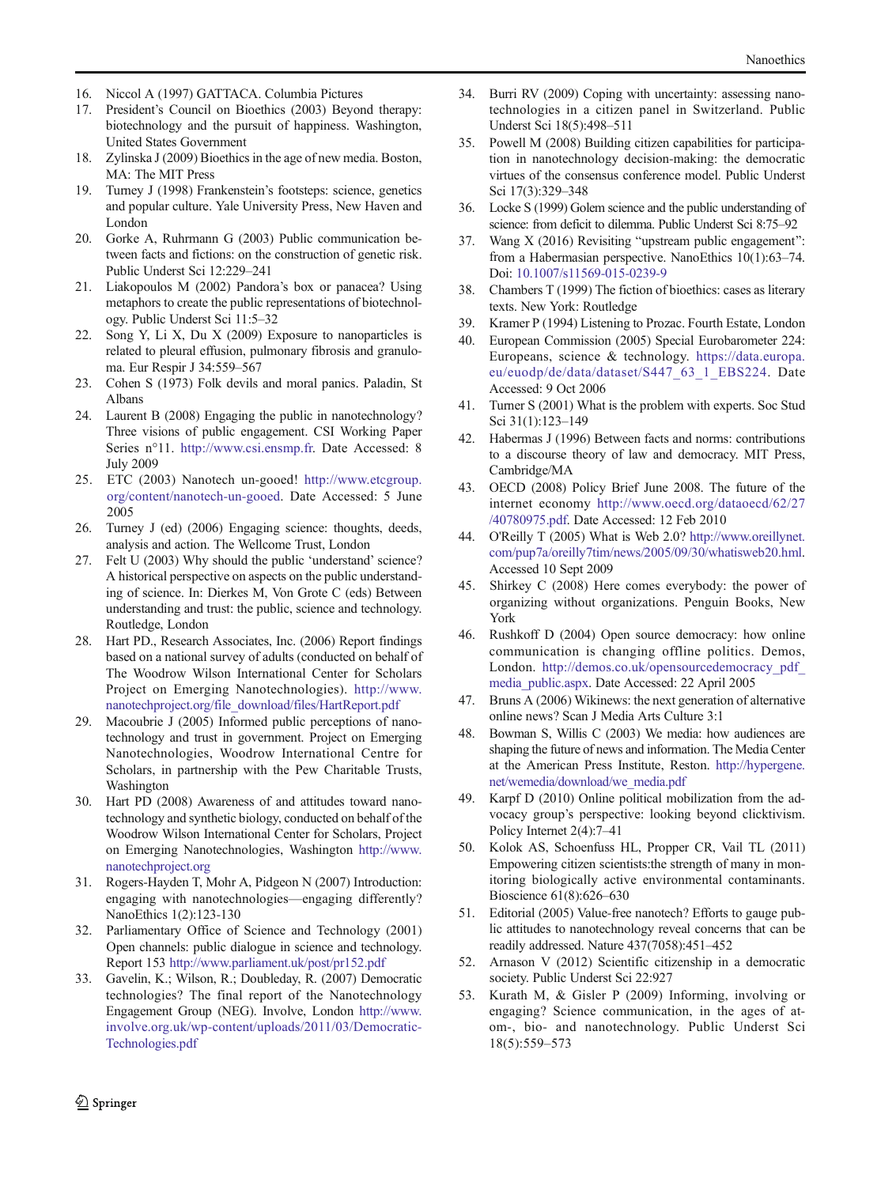16. Niccol A (1997) GATTACA. Columbia Pictures
17. President's Council on Bioethics (2003) Beyond therapy: biotechnology and the pursuit of happiness. Washington, United States Government
18. Zylinska J (2009) Bioethics in the age of new media. Boston, MA: The MIT Press
19. Turney J (1998) Frankenstein's footsteps: science, genetics and popular culture. Yale University Press, New Haven and London
20. Gorke A, Ruhrmann G (2003) Public communication between facts and fictions: on the construction of genetic risk. Public Underst Sci 12:229–241
21. Liakopoulos M (2002) Pandora's box or panacea? Using metaphors to create the public representations of biotechnology. Public Underst Sci 11:5–32
22. Song Y, Li X, Du X (2009) Exposure to nanoparticles is related to pleural effusion, pulmonary fibrosis and granuloma. Eur Respir J 34:559–567
23. Cohen S (1973) Folk devils and moral panics. Paladin, St Albans
24. Laurent B (2008) Engaging the public in nanotechnology? Three visions of public engagement. CSI Working Paper Series n°11. http://www.csi.ensmp.fr. Date Accessed: 8 July 2009
25. ETC (2003) Nanotech un-gooed! http://www.etcgroup.org/content/nanotech-un-gooed. Date Accessed: 5 June 2005
26. Turney J (ed) (2006) Engaging science: thoughts, deeds, analysis and action. The Wellcome Trust, London
27. Felt U (2003) Why should the public 'understand' science? A historical perspective on aspects on the public understanding of science. In: Dierkes M, Von Grote C (eds) Between understanding and trust: the public, science and technology. Routledge, London
28. Hart PD., Research Associates, Inc. (2006) Report findings based on a national survey of adults (conducted on behalf of The Woodrow Wilson International Center for Scholars Project on Emerging Nanotechnologies). http://www.nanotechproject.org/file_download/files/HartReport.pdf
29. Macoubrie J (2005) Informed public perceptions of nanotechnology and trust in government. Project on Emerging Nanotechnologies, Woodrow International Centre for Scholars, in partnership with the Pew Charitable Trusts, Washington
30. Hart PD (2008) Awareness of and attitudes toward nanotechnology and synthetic biology, conducted on behalf of the Woodrow Wilson International Center for Scholars, Project on Emerging Nanotechnologies, Washington http://www.nanotechproject.org
31. Rogers-Hayden T, Mohr A, Pidgeon N (2007) Introduction: engaging with nanotechnologies—engaging differently? NanoEthics 1(2):123-130
32. Parliamentary Office of Science and Technology (2001) Open channels: public dialogue in science and technology. Report 153 http://www.parliament.uk/post/pr152.pdf
33. Gavelin, K.; Wilson, R.; Doubleday, R. (2007) Democratic technologies? The final report of the Nanotechnology Engagement Group (NEG). Involve, London http://www.involve.org.uk/wp-content/uploads/2011/03/Democratic-Technologies.pdf
34. Burri RV (2009) Coping with uncertainty: assessing nanotechnologies in a citizen panel in Switzerland. Public Underst Sci 18(5):498–511
35. Powell M (2008) Building citizen capabilities for participation in nanotechnology decision-making: the democratic virtues of the consensus conference model. Public Underst Sci 17(3):329–348
36. Locke S (1999) Golem science and the public understanding of science: from deficit to dilemma. Public Underst Sci 8:75–92
37. Wang X (2016) Revisiting "upstream public engagement": from a Habermasian perspective. NanoEthics 10(1):63–74. Doi: 10.1007/s11569-015-0239-9
38. Chambers T (1999) The fiction of bioethics: cases as literary texts. New York: Routledge
39. Kramer P (1994) Listening to Prozac. Fourth Estate, London
40. European Commission (2005) Special Eurobarometer 224: Europeans, science & technology. https://data.europa.eu/euodp/de/data/dataset/S447_63_1_EBS224. Date Accessed: 9 Oct 2006
41. Turner S (2001) What is the problem with experts. Soc Stud Sci 31(1):123–149
42. Habermas J (1996) Between facts and norms: contributions to a discourse theory of law and democracy. MIT Press, Cambridge/MA
43. OECD (2008) Policy Brief June 2008. The future of the internet economy http://www.oecd.org/dataoecd/62/27/40780975.pdf. Date Accessed: 12 Feb 2010
44. O'Reilly T (2005) What is Web 2.0? http://www.oreillynet.com/pup7a/oreilly7tim/news/2005/09/30/whatisweb20.html. Accessed 10 Sept 2009
45. Shirkey C (2008) Here comes everybody: the power of organizing without organizations. Penguin Books, New York
46. Rushkoff D (2004) Open source democracy: how online communication is changing offline politics. Demos, London. http://demos.co.uk/opensourcedemocracy_pdf_media_public.aspx. Date Accessed: 22 April 2005
47. Bruns A (2006) Wikinews: the next generation of alternative online news? Scan J Media Arts Culture 3:1
48. Bowman S, Willis C (2003) We media: how audiences are shaping the future of news and information. The Media Center at the American Press Institute, Reston. http://hypergene.net/wemedia/download/we_media.pdf
49. Karpf D (2010) Online political mobilization from the advocacy group's perspective: looking beyond clicktivism. Policy Internet 2(4):7–41
50. Kolok AS, Schoenfuss HL, Propper CR, Vail TL (2011) Empowering citizen scientists:the strength of many in monitoring biologically active environmental contaminants. Bioscience 61(8):626–630
51. Editorial (2005) Value-free nanotech? Efforts to gauge public attitudes to nanotechnology reveal concerns that can be readily addressed. Nature 437(7058):451–452
52. Arnason V (2012) Scientific citizenship in a democratic society. Public Underst Sci 22:927
53. Kurath M, & Gisler P (2009) Informing, involving or engaging? Science communication, in the ages of atom-, bio- and nanotechnology. Public Underst Sci 18(5):559–573